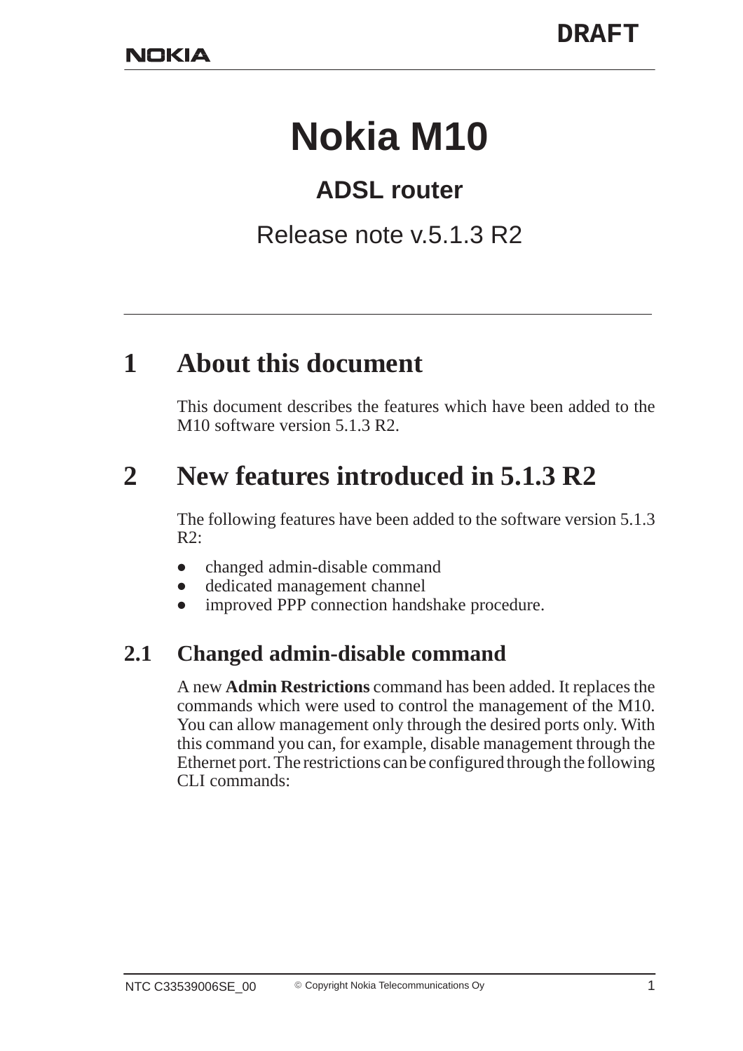# Nokia M10

## ADSL router

Release note v.5.1.3 R2

## 1 About this document

This document describes the features which have been added to the M10 software version 5.1.3 R2.

## 2 New features introduced in 5.1.3 R2

The following features have been added to the software version 5.1.3 R2:

- changed admin-disable command
- dedicated management channel
- improved PPP connection handshake procedure.

### 2.1 Changed admin-disable command

A new **Admin Restrictions** command has been added. It replaces the commands which were used to control the management of the M10. You can allow management only through the desired ports only. With this command you can, for example, disable management through the Ethernet port. The restrictions can be configured through the following CLI commands: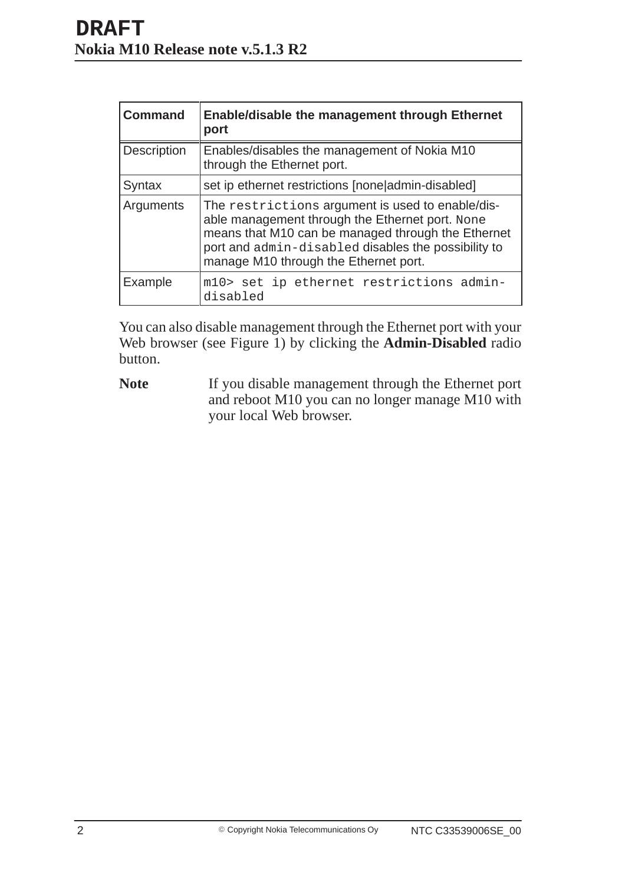| Command | Enable/disable the management through Ethernet port |
|---|---|
| Description | Enables/disables the management of Nokia M10 through the Ethernet port. |
| Syntax | set ip ethernet restrictions [none|admin-disabled] |
| Arguments | The `restrictions` argument is used to enable/disable management through the Ethernet port. `None` means that M10 can be managed through the Ethernet port and `admin-disabled` disables the possibility to manage M10 through the Ethernet port. |
| Example | `m10> set ip ethernet restrictions admin-disabled` |

You can also disable management through the Ethernet port with your Web browser (see Figure 1) by clicking the **Admin-Disabled** radio button.

**Note** If you disable management through the Ethernet port and reboot M10 you can no longer manage M10 with your local Web browser.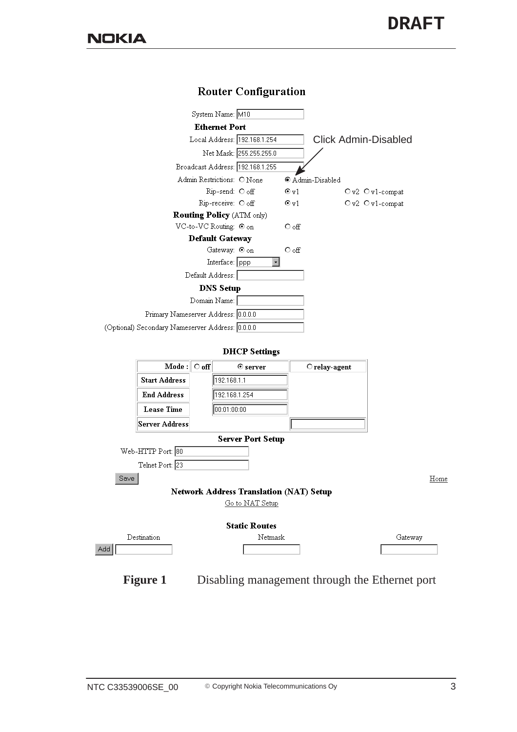# Router Configuration

System Name: M10

**Ethernet Port**

Local Address: 192.168.1.254

Net Mask: 255.255.255.0

Broadcast Address: 192.168.1.255

Admin Restrictions: ○ None ⦿ Admin-Disabled

Click Admin-Disabled

Rip-send: ○ off ⦿ v1 ○ v2 ○ v1-compat

Rip-receive: ○ off ⦿ v1 ○ v2 ○ v1-compat

**Routing Policy** (ATM only)

VC-to-VC Routing: ⦿ on ○ off

**Default Gateway**

Gateway: ⦿ on ○ off

Interface: ppp

Default Address:

**DNS Setup**

Domain Name:

Primary Nameserver Address: 0.0.0.0

(Optional) Secondary Nameserver Address: 0.0.0.0

**DHCP Settings**

| Mode : | ○ off | ⦿ server | ○ relay-agent |
|---|---|---|---|
| Start Address | | 192.168.1.1 | |
| End Address | | 192.168.1.254 | |
| Lease Time | | 00:01:00:00 | |
| Server Address | | | |

**Server Port Setup**

Web-HTTP Port: 80

Telnet Port: 23

Save

Home

**Network Address Translation (NAT) Setup**

Go to NAT Setup

**Static Routes**

| | Destination | Netmask | Gateway |
|---|---|---|---|
| Add | | | |

**Figure 1** Disabling management through the Ethernet port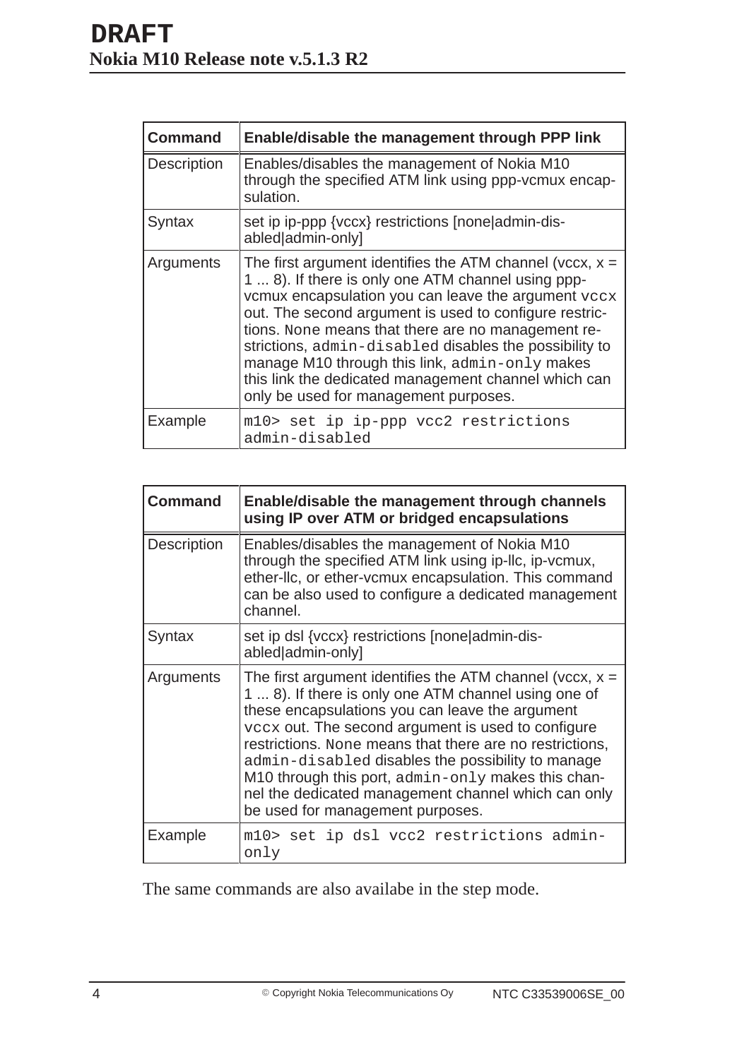| Command | Enable/disable the management through PPP link |
|---|---|
| Description | Enables/disables the management of Nokia M10 through the specified ATM link using ppp-vcmux encapsulation. |
| Syntax | set ip ip-ppp {vccx} restrictions [none\|admin-disabled\|admin-only] |
| Arguments | The first argument identifies the ATM channel (vccx, x = 1 ... 8). If there is only one ATM channel using ppp-vcmux encapsulation you can leave the argument `vccx` out. The second argument is used to configure restrictions. `None` means that there are no management restrictions, `admin-disabled` disables the possibility to manage M10 through this link, `admin-only` makes this link the dedicated management channel which can only be used for management purposes. |
| Example | `m10> set ip ip-ppp vcc2 restrictions admin-disabled` |

| Command | Enable/disable the management through channels using IP over ATM or bridged encapsulations |
|---|---|
| Description | Enables/disables the management of Nokia M10 through the specified ATM link using ip-llc, ip-vcmux, ether-llc, or ether-vcmux encapsulation. This command can be also used to configure a dedicated management channel. |
| Syntax | set ip dsl {vccx} restrictions [none\|admin-disabled\|admin-only] |
| Arguments | The first argument identifies the ATM channel (vccx, x = 1 ... 8). If there is only one ATM channel using one of these encapsulations you can leave the argument `vccx` out. The second argument is used to configure restrictions. `None` means that there are no restrictions, `admin-disabled` disables the possibility to manage M10 through this port, `admin-only` makes this channel the dedicated management channel which can only be used for management purposes. |
| Example | `m10> set ip dsl vcc2 restrictions admin-only` |

The same commands are also availabe in the step mode.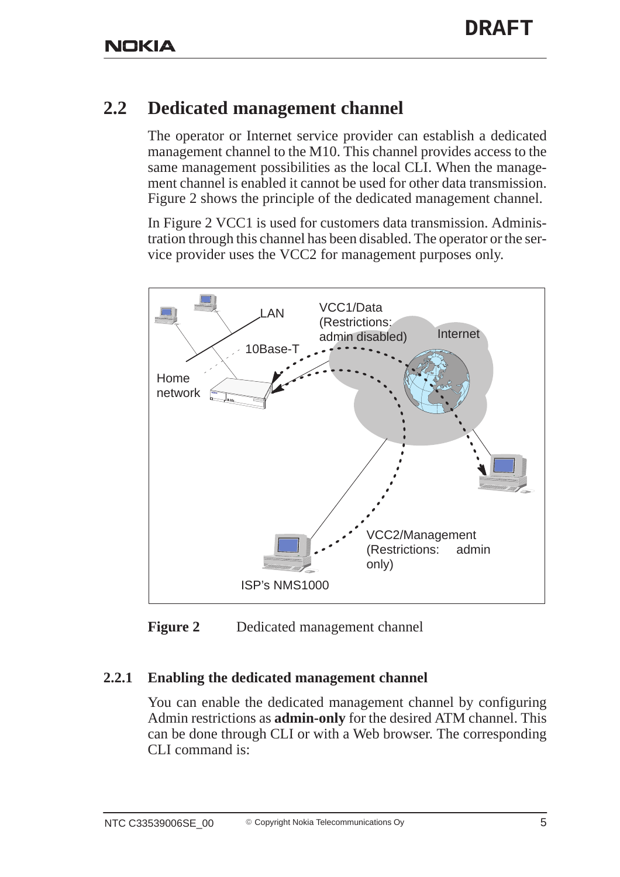## 2.2 Dedicated management channel

The operator or Internet service provider can establish a dedicated management channel to the M10. This channel provides access to the same management possibilities as the local CLI. When the management channel is enabled it cannot be used for other data transmission. Figure 2 shows the principle of the dedicated management channel.

In Figure 2 VCC1 is used for customers data transmission. Administration through this channel has been disabled. The operator or the service provider uses the VCC2 for management purposes only.

**Figure 2** Dedicated management channel

### 2.2.1 Enabling the dedicated management channel

You can enable the dedicated management channel by configuring Admin restrictions as **admin-only** for the desired ATM channel. This can be done through CLI or with a Web browser. The corresponding CLI command is: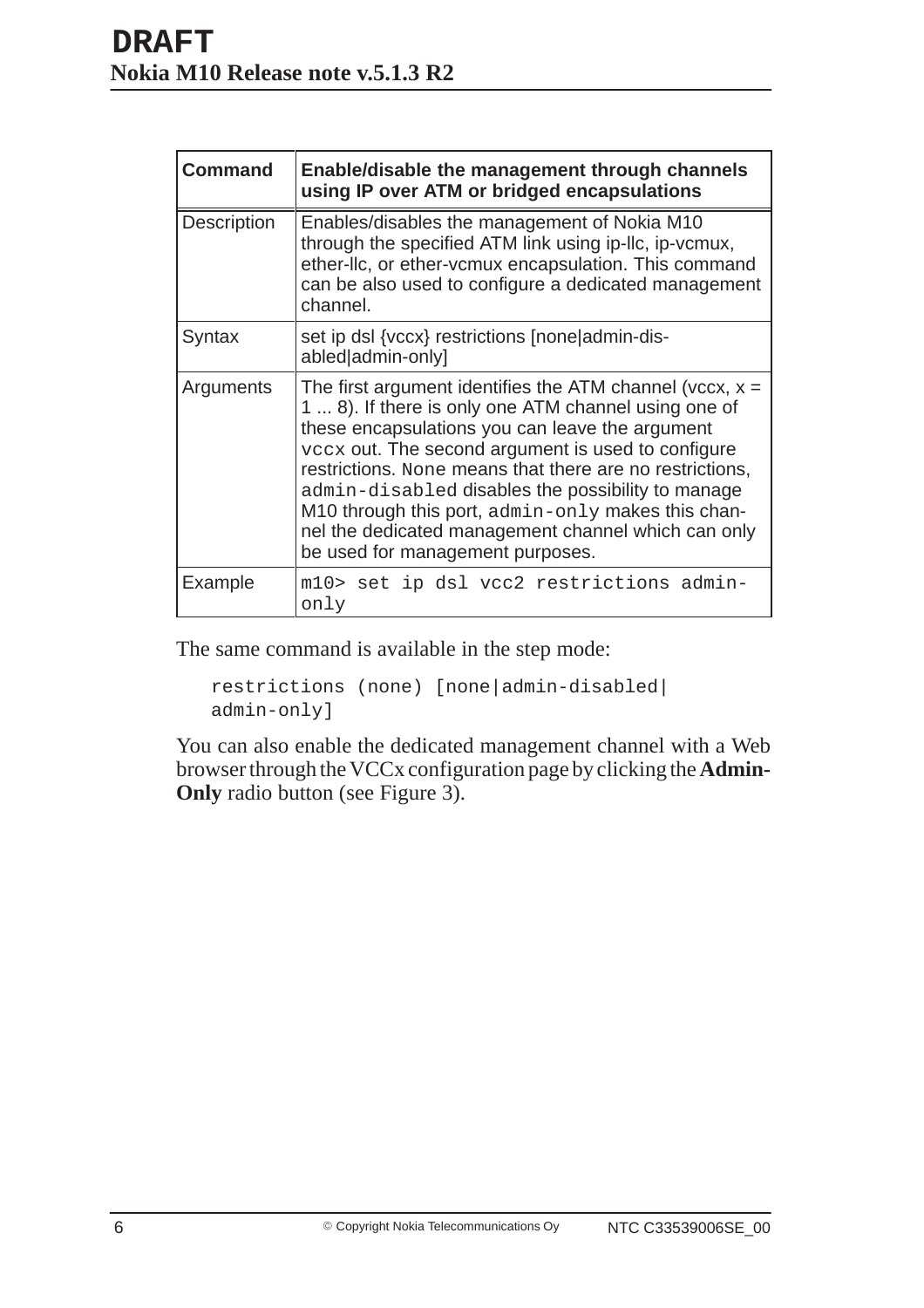| Command | Enable/disable the management through channels using IP over ATM or bridged encapsulations |
|---|---|
| Description | Enables/disables the management of Nokia M10 through the specified ATM link using ip-llc, ip-vcmux, ether-llc, or ether-vcmux encapsulation. This command can be also used to configure a dedicated management channel. |
| Syntax | set ip dsl {vccx} restrictions [none\|admin-disabled\|admin-only] |
| Arguments | The first argument identifies the ATM channel (vccx, x = 1 ... 8). If there is only one ATM channel using one of these encapsulations you can leave the argument `vccx` out. The second argument is used to configure restrictions. `None` means that there are no restrictions, `admin-disabled` disables the possibility to manage M10 through this port, `admin-only` makes this channel the dedicated management channel which can only be used for management purposes. |
| Example | `m10> set ip dsl vcc2 restrictions admin-only` |

The same command is available in the step mode:

```
restrictions (none) [none|admin-disabled|
admin-only]
```

You can also enable the dedicated management channel with a Web browser through the VCCx configuration page by clicking the **Admin-Only** radio button (see Figure 3).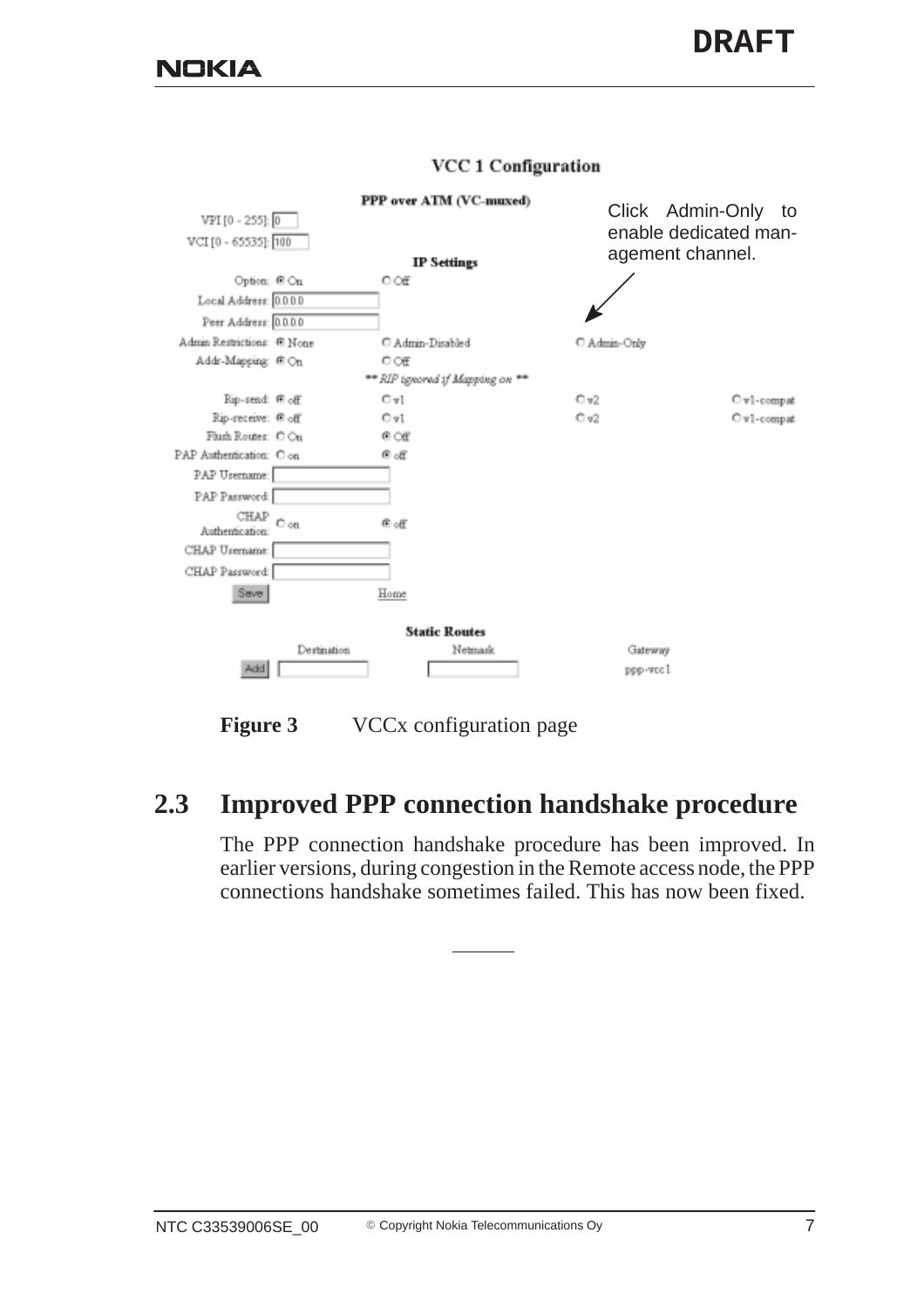VCC 1 Configuration

PPP over ATM (VC-muxed)

VPI [0 - 255]: 0

VCI [0 - 65535]: 100

IP Settings

Option: On Off

Local Address: 0.0.0.0

Peer Address: 0.0.0.0

Admin Restrictions: None Admin-Disabled Admin-Only

Addr-Mapping: On Off

** RIP ignored if Mapping on **

Rip-send: off v1 v2 v1-compat

Rip-receive: off v1 v2 v1-compat

Flush Routes: On Off

PAP Authentication: on off

PAP Username:

PAP Password:

CHAP Authentication: on off

CHAP Username:

CHAP Password:

Save

Home

Static Routes

Destination Netmask Gateway

Add ppp-vcc1

Click Admin-Only to enable dedicated management channel.

**Figure 3** VCCx configuration page

## 2.3 Improved PPP connection handshake procedure

The PPP connection handshake procedure has been improved. In earlier versions, during congestion in the Remote access node, the PPP connections handshake sometimes failed. This has now been fixed.